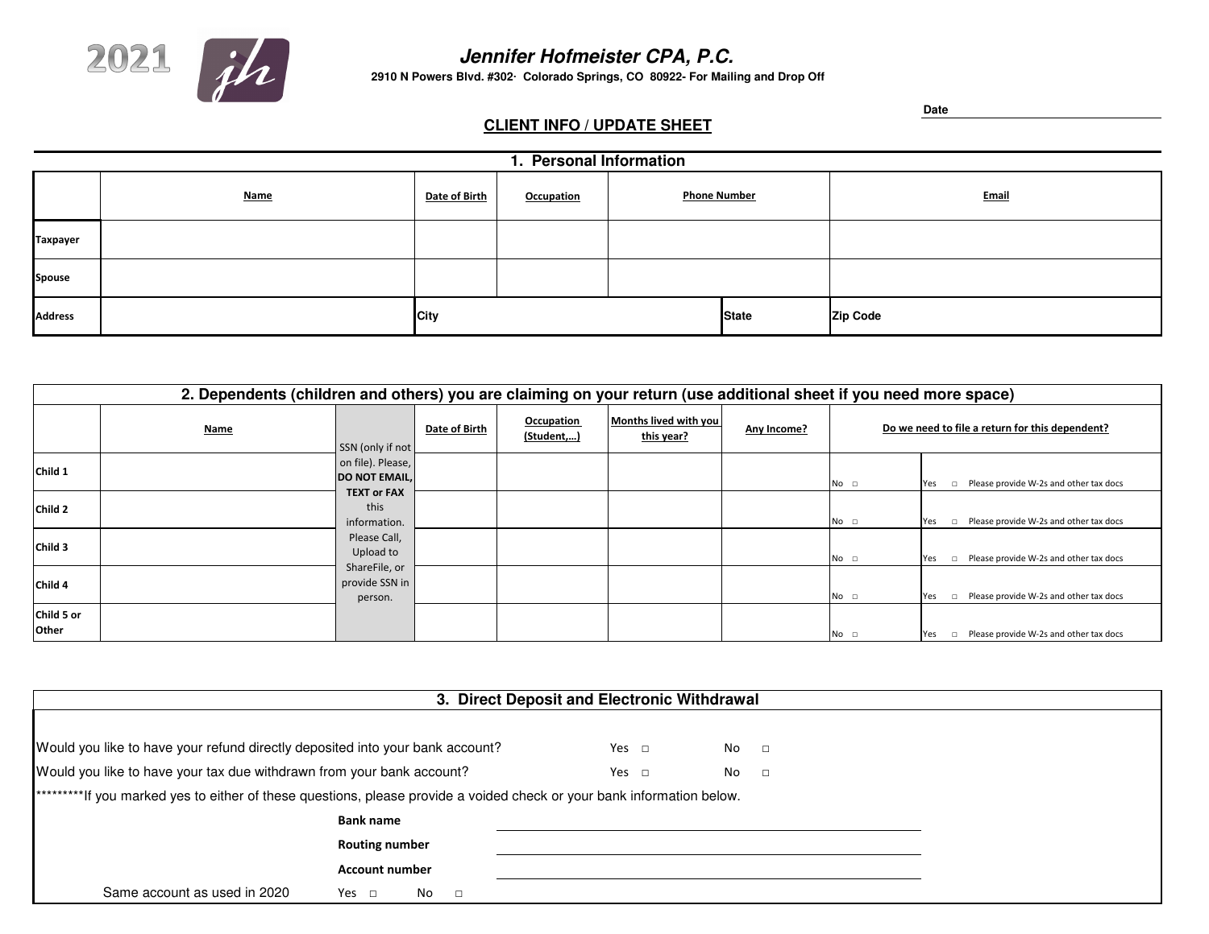2021

# Jennifer Hofmeister CPA, P.C.

**2910 N Powers Blvd. #302· Colorado Springs, CO 80922- For Mailing and Drop Off**

**Date** ____________________

## CLIENT INFO / UPDATE SHEET

### 1. Personal Information

| | Name | Date of Birth | Occupation | Phone Number | | Email |
|---|---|---|---|---|---|---|
| **Taxpayer** | | | | | | |
| **Spouse** | | | | | | |
| **Address** | | **City** | | | **State** | **Zip Code** |

### 2. Dependents (children and others) you are claiming on your return (use additional sheet if you need more space)

| | Name | SSN (only if not on file). Please, **DO NOT EMAIL, TEXT or FAX** this information. Please Call, Upload to ShareFile, or provide SSN in person. | Date of Birth | Occupation (Student,…) | Months lived with you this year? | Any Income? | Do we need to file a return for this dependent? | |
|---|---|---|---|---|---|---|---|---|
| **Child 1** | | | | | | | No □ | Yes □ Please provide W-2s and other tax docs |
| **Child 2** | | | | | | | No □ | Yes □ Please provide W-2s and other tax docs |
| **Child 3** | | | | | | | No □ | Yes □ Please provide W-2s and other tax docs |
| **Child 4** | | | | | | | No □ | Yes □ Please provide W-2s and other tax docs |
| **Child 5 or Other** | | | | | | | No □ | Yes □ Please provide W-2s and other tax docs |

### 3. Direct Deposit and Electronic Withdrawal

Would you like to have your refund directly deposited into your bank account? Yes □ No □

Would you like to have your tax due withdrawn from your bank account? Yes □ No □

*********If you marked yes to either of these questions, please provide a voided check or your bank information below.

**Bank name** ____________________

**Routing number** ____________________

**Account number** ____________________

Same account as used in 2020 Yes □ No □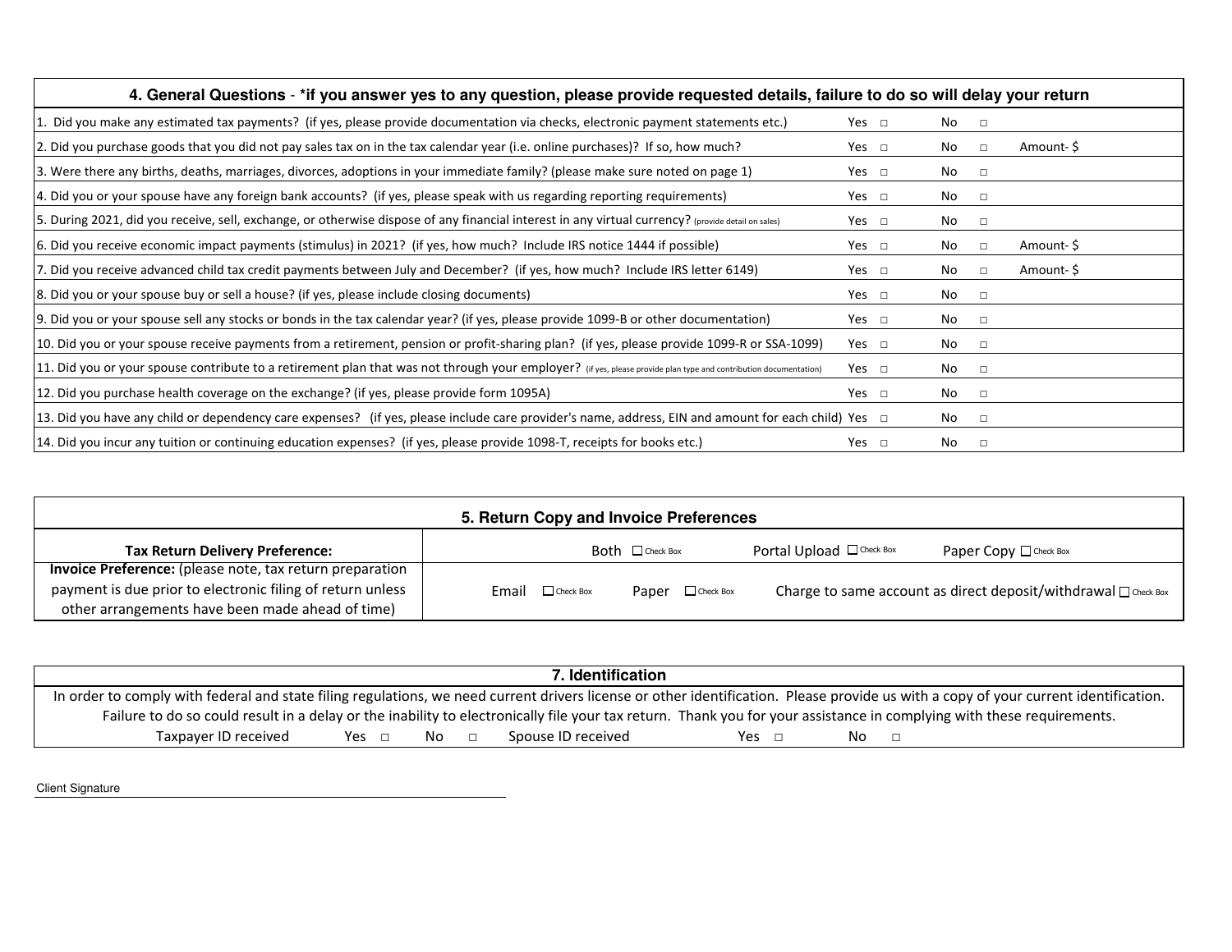| 4. General Questions - *if you answer yes to any question, please provide requested details, failure to do so will delay your return | | | |
|---|---|---|---|
| 1. Did you make any estimated tax payments? (if yes, please provide documentation via checks, electronic payment statements etc.) | Yes □ | No □ | |
| 2. Did you purchase goods that you did not pay sales tax on in the tax calendar year (i.e. online purchases)? If so, how much? | Yes □ | No □ | Amount- $ |
| 3. Were there any births, deaths, marriages, divorces, adoptions in your immediate family? (please make sure noted on page 1) | Yes □ | No □ | |
| 4. Did you or your spouse have any foreign bank accounts? (if yes, please speak with us regarding reporting requirements) | Yes □ | No □ | |
| 5. During 2021, did you receive, sell, exchange, or otherwise dispose of any financial interest in any virtual currency? (provide detail on sales) | Yes □ | No □ | |
| 6. Did you receive economic impact payments (stimulus) in 2021? (if yes, how much? Include IRS notice 1444 if possible) | Yes □ | No □ | Amount- $ |
| 7. Did you receive advanced child tax credit payments between July and December? (if yes, how much? Include IRS letter 6149) | Yes □ | No □ | Amount- $ |
| 8. Did you or your spouse buy or sell a house? (if yes, please include closing documents) | Yes □ | No □ | |
| 9. Did you or your spouse sell any stocks or bonds in the tax calendar year? (if yes, please provide 1099-B or other documentation) | Yes □ | No □ | |
| 10. Did you or your spouse receive payments from a retirement, pension or profit-sharing plan? (if yes, please provide 1099-R or SSA-1099) | Yes □ | No □ | |
| 11. Did you or your spouse contribute to a retirement plan that was not through your employer? (if yes, please provide plan type and contribution documentation) | Yes □ | No □ | |
| 12. Did you purchase health coverage on the exchange? (if yes, please provide form 1095A) | Yes □ | No □ | |
| 13. Did you have any child or dependency care expenses? (if yes, please include care provider's name, address, EIN and amount for each child) | Yes □ | No □ | |
| 14. Did you incur any tuition or continuing education expenses? (if yes, please provide 1098-T, receipts for books etc.) | Yes □ | No □ | |

| 5. Return Copy and Invoice Preferences | |
|---|---|
| **Tax Return Delivery Preference:** | Both ☐ Check Box &nbsp;&nbsp; Portal Upload ☐ Check Box &nbsp;&nbsp; Paper Copy ☐ Check Box |
| **Invoice Preference:** (please note, tax return preparation payment is due prior to electronic filing of return unless other arrangements have been made ahead of time) | Email ☐ Check Box &nbsp;&nbsp; Paper ☐ Check Box &nbsp;&nbsp; Charge to same account as direct deposit/withdrawal ☐ Check Box |

| 7. Identification |
|---|
| In order to comply with federal and state filing regulations, we need current drivers license or other identification. Please provide us with a copy of your current identification. Failure to do so could result in a delay or the inability to electronically file your tax return. Thank you for your assistance in complying with these requirements. |
| Taxpayer ID received Yes □ No □ Spouse ID received Yes □ No □ |

Client Signature ______________________________